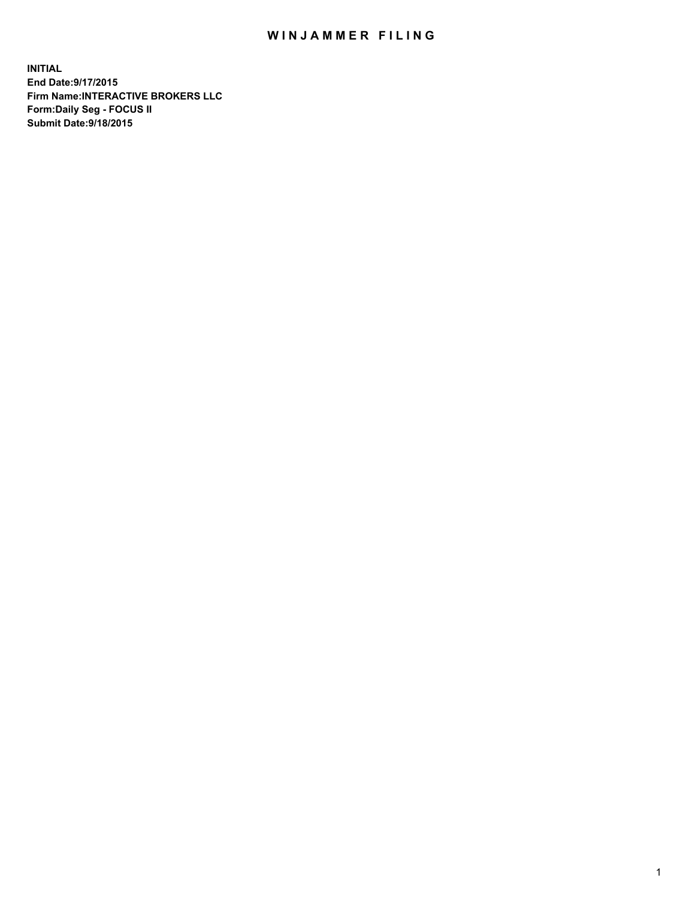# WINJAMMER FILING

**INITIAL**
**End Date:9/17/2015**
**Firm Name:INTERACTIVE BROKERS LLC**
**Form:Daily Seg - FOCUS II**
**Submit Date:9/18/2015**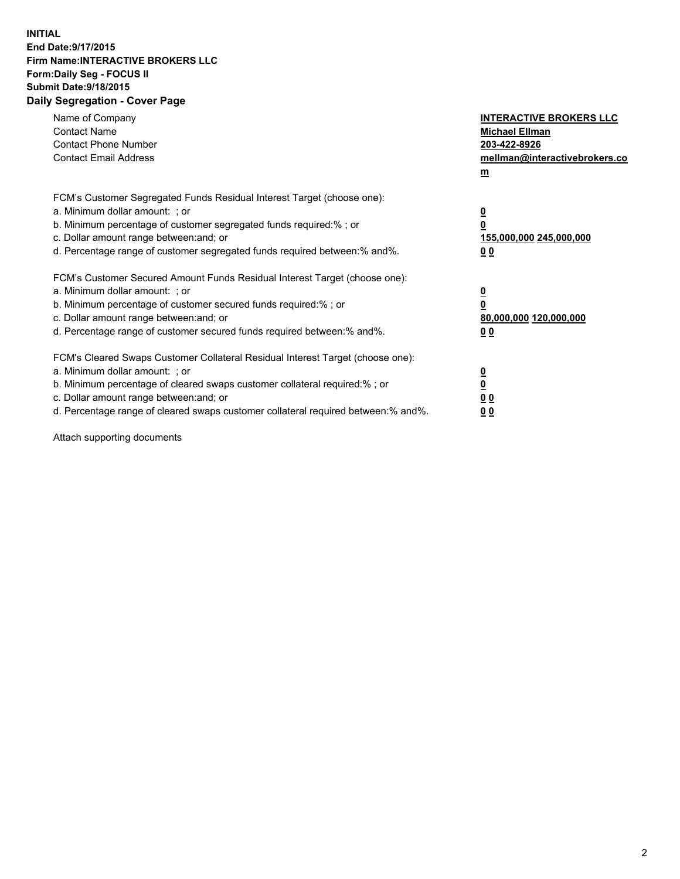**INITIAL**
**End Date:9/17/2015**
**Firm Name:INTERACTIVE BROKERS LLC**
**Form:Daily Seg - FOCUS II**
**Submit Date:9/18/2015**

**Daily Segregation - Cover Page**

| | |
|---|---|
| Name of Company | **INTERACTIVE BROKERS LLC** |
| Contact Name | **Michael Ellman** |
| Contact Phone Number | **203-422-8926** |
| Contact Email Address | **mellman@interactivebrokers.com** |

| | |
|---|---|
| FCM's Customer Segregated Funds Residual Interest Target (choose one): | |
| a. Minimum dollar amount: ; or | **0** |
| b. Minimum percentage of customer segregated funds required:% ; or | **0** |
| c. Dollar amount range between:and; or | **155,000,000 245,000,000** |
| d. Percentage range of customer segregated funds required between:% and%. | **0 0** |
| FCM's Customer Secured Amount Funds Residual Interest Target (choose one): | |
| a. Minimum dollar amount: ; or | **0** |
| b. Minimum percentage of customer secured funds required:% ; or | **0** |
| c. Dollar amount range between:and; or | **80,000,000 120,000,000** |
| d. Percentage range of customer secured funds required between:% and%. | **0 0** |
| FCM's Cleared Swaps Customer Collateral Residual Interest Target (choose one): | |
| a. Minimum dollar amount: ; or | **0** |
| b. Minimum percentage of cleared swaps customer collateral required:% ; or | **0** |
| c. Dollar amount range between:and; or | **0 0** |
| d. Percentage range of cleared swaps customer collateral required between:% and%. | **0 0** |

Attach supporting documents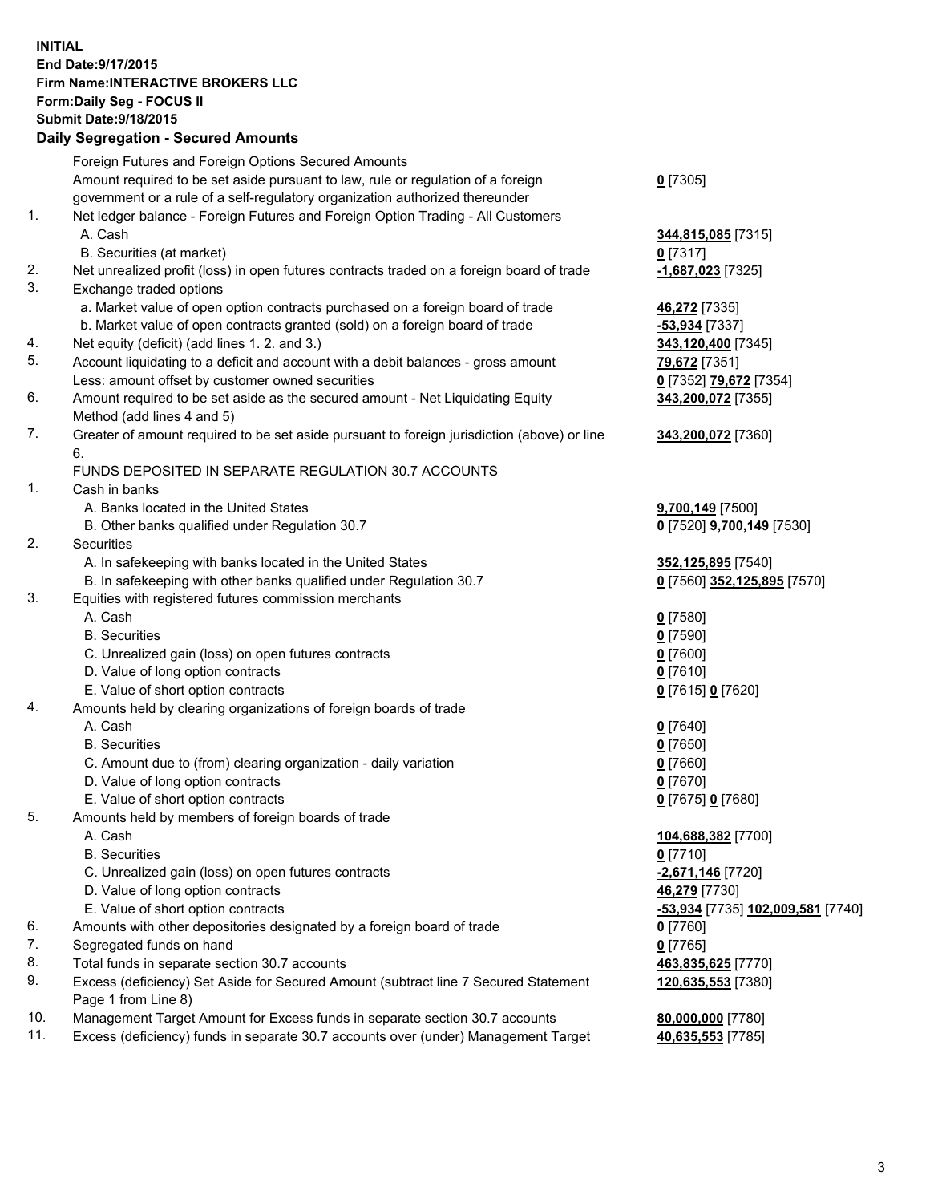**INITIAL**
**End Date:9/17/2015**
**Firm Name:INTERACTIVE BROKERS LLC**
**Form:Daily Seg - FOCUS II**
**Submit Date:9/18/2015**

## Daily Segregation - Secured Amounts

| | | |
|---|---|---|
| | Foreign Futures and Foreign Options Secured Amounts | |
| | Amount required to be set aside pursuant to law, rule or regulation of a foreign government or a rule of a self-regulatory organization authorized thereunder | **0** [7305] |
| 1. | Net ledger balance - Foreign Futures and Foreign Option Trading - All Customers | |
| | A. Cash | **344,815,085** [7315] |
| | B. Securities (at market) | **0** [7317] |
| 2. | Net unrealized profit (loss) in open futures contracts traded on a foreign board of trade | **-1,687,023** [7325] |
| 3. | Exchange traded options | |
| | a. Market value of open option contracts purchased on a foreign board of trade | **46,272** [7335] |
| | b. Market value of open contracts granted (sold) on a foreign board of trade | **-53,934** [7337] |
| 4. | Net equity (deficit) (add lines 1. 2. and 3.) | **343,120,400** [7345] |
| 5. | Account liquidating to a deficit and account with a debit balances - gross amount | **79,672** [7351] |
| | Less: amount offset by customer owned securities | **0** [7352] **79,672** [7354] |
| 6. | Amount required to be set aside as the secured amount - Net Liquidating Equity Method (add lines 4 and 5) | **343,200,072** [7355] |
| 7. | Greater of amount required to be set aside pursuant to foreign jurisdiction (above) or line 6. | **343,200,072** [7360] |
| | FUNDS DEPOSITED IN SEPARATE REGULATION 30.7 ACCOUNTS | |
| 1. | Cash in banks | |
| | A. Banks located in the United States | **9,700,149** [7500] |
| | B. Other banks qualified under Regulation 30.7 | **0** [7520] **9,700,149** [7530] |
| 2. | Securities | |
| | A. In safekeeping with banks located in the United States | **352,125,895** [7540] |
| | B. In safekeeping with other banks qualified under Regulation 30.7 | **0** [7560] **352,125,895** [7570] |
| 3. | Equities with registered futures commission merchants | |
| | A. Cash | **0** [7580] |
| | B. Securities | **0** [7590] |
| | C. Unrealized gain (loss) on open futures contracts | **0** [7600] |
| | D. Value of long option contracts | **0** [7610] |
| | E. Value of short option contracts | **0** [7615] **0** [7620] |
| 4. | Amounts held by clearing organizations of foreign boards of trade | |
| | A. Cash | **0** [7640] |
| | B. Securities | **0** [7650] |
| | C. Amount due to (from) clearing organization - daily variation | **0** [7660] |
| | D. Value of long option contracts | **0** [7670] |
| | E. Value of short option contracts | **0** [7675] **0** [7680] |
| 5. | Amounts held by members of foreign boards of trade | |
| | A. Cash | **104,688,382** [7700] |
| | B. Securities | **0** [7710] |
| | C. Unrealized gain (loss) on open futures contracts | **-2,671,146** [7720] |
| | D. Value of long option contracts | **46,279** [7730] |
| | E. Value of short option contracts | **-53,934** [7735] **102,009,581** [7740] |
| 6. | Amounts with other depositories designated by a foreign board of trade | **0** [7760] |
| 7. | Segregated funds on hand | **0** [7765] |
| 8. | Total funds in separate section 30.7 accounts | **463,835,625** [7770] |
| 9. | Excess (deficiency) Set Aside for Secured Amount (subtract line 7 Secured Statement Page 1 from Line 8) | **120,635,553** [7380] |
| 10. | Management Target Amount for Excess funds in separate section 30.7 accounts | **80,000,000** [7780] |
| 11. | Excess (deficiency) funds in separate 30.7 accounts over (under) Management Target | **40,635,553** [7785] |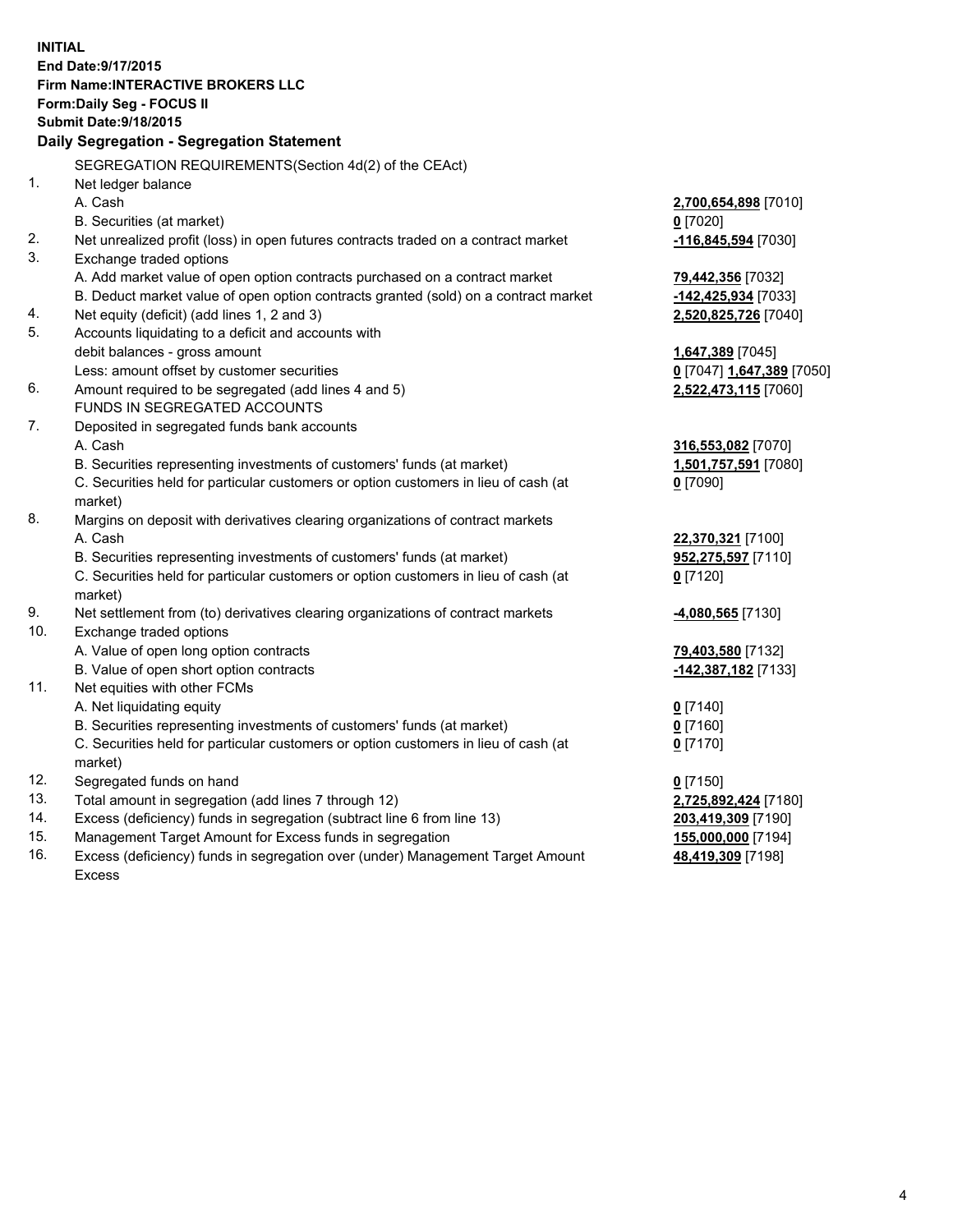**INITIAL**
**End Date:9/17/2015**
**Firm Name:INTERACTIVE BROKERS LLC**
**Form:Daily Seg - FOCUS II**
**Submit Date:9/18/2015**

## Daily Segregation - Segregation Statement

| | | |
|---|---|---|
| | SEGREGATION REQUIREMENTS(Section 4d(2) of the CEAct) | |
| 1. | Net ledger balance | |
| | A. Cash | **2,700,654,898** [7010] |
| | B. Securities (at market) | **0** [7020] |
| 2. | Net unrealized profit (loss) in open futures contracts traded on a contract market | **-116,845,594** [7030] |
| 3. | Exchange traded options | |
| | A. Add market value of open option contracts purchased on a contract market | **79,442,356** [7032] |
| | B. Deduct market value of open option contracts granted (sold) on a contract market | **-142,425,934** [7033] |
| 4. | Net equity (deficit) (add lines 1, 2 and 3) | **2,520,825,726** [7040] |
| 5. | Accounts liquidating to a deficit and accounts with | |
| | debit balances - gross amount | **1,647,389** [7045] |
| | Less: amount offset by customer securities | **0** [7047] **1,647,389** [7050] |
| 6. | Amount required to be segregated (add lines 4 and 5) | **2,522,473,115** [7060] |
| | FUNDS IN SEGREGATED ACCOUNTS | |
| 7. | Deposited in segregated funds bank accounts | |
| | A. Cash | **316,553,082** [7070] |
| | B. Securities representing investments of customers' funds (at market) | **1,501,757,591** [7080] |
| | C. Securities held for particular customers or option customers in lieu of cash (at market) | **0** [7090] |
| 8. | Margins on deposit with derivatives clearing organizations of contract markets | |
| | A. Cash | **22,370,321** [7100] |
| | B. Securities representing investments of customers' funds (at market) | **952,275,597** [7110] |
| | C. Securities held for particular customers or option customers in lieu of cash (at market) | **0** [7120] |
| 9. | Net settlement from (to) derivatives clearing organizations of contract markets | **-4,080,565** [7130] |
| 10. | Exchange traded options | |
| | A. Value of open long option contracts | **79,403,580** [7132] |
| | B. Value of open short option contracts | **-142,387,182** [7133] |
| 11. | Net equities with other FCMs | |
| | A. Net liquidating equity | **0** [7140] |
| | B. Securities representing investments of customers' funds (at market) | **0** [7160] |
| | C. Securities held for particular customers or option customers in lieu of cash (at market) | **0** [7170] |
| 12. | Segregated funds on hand | **0** [7150] |
| 13. | Total amount in segregation (add lines 7 through 12) | **2,725,892,424** [7180] |
| 14. | Excess (deficiency) funds in segregation (subtract line 6 from line 13) | **203,419,309** [7190] |
| 15. | Management Target Amount for Excess funds in segregation | **155,000,000** [7194] |
| 16. | Excess (deficiency) funds in segregation over (under) Management Target Amount Excess | **48,419,309** [7198] |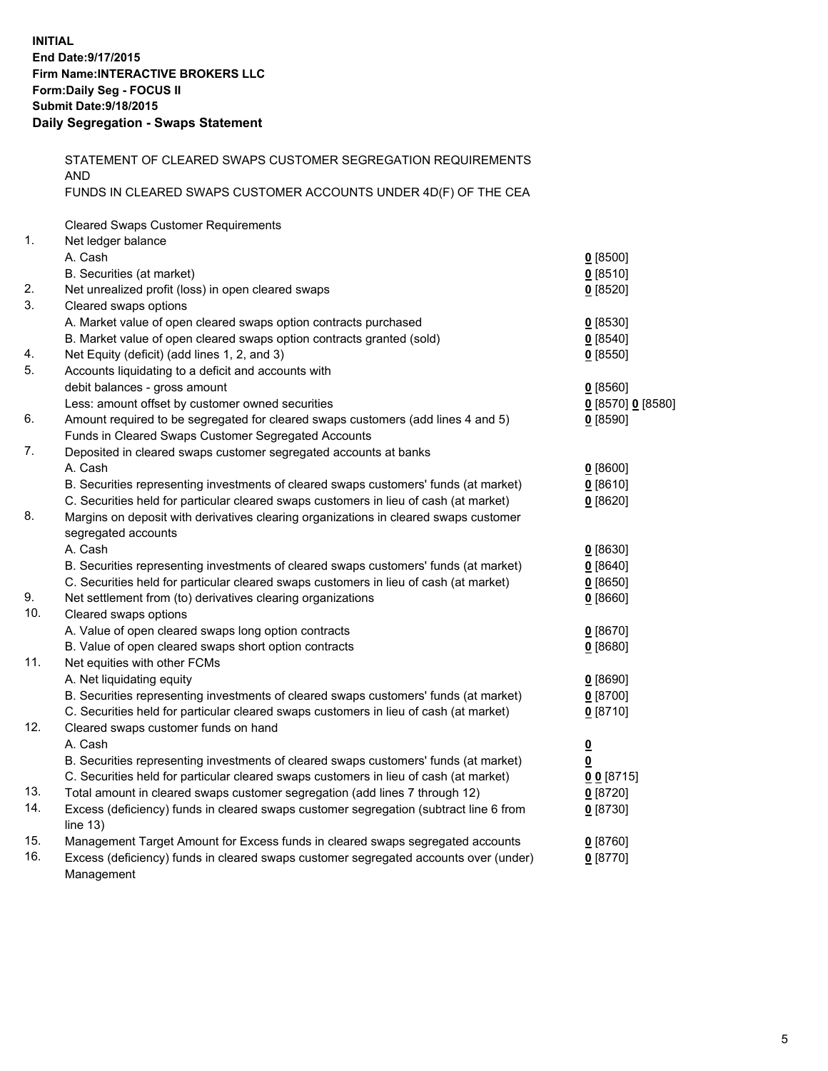**INITIAL**
**End Date:9/17/2015**
**Firm Name:INTERACTIVE BROKERS LLC**
**Form:Daily Seg - FOCUS II**
**Submit Date:9/18/2015**
**Daily Segregation - Swaps Statement**

STATEMENT OF CLEARED SWAPS CUSTOMER SEGREGATION REQUIREMENTS AND FUNDS IN CLEARED SWAPS CUSTOMER ACCOUNTS UNDER 4D(F) OF THE CEA

| | | |
|---|---|---|
| | Cleared Swaps Customer Requirements | |
| 1. | Net ledger balance | |
| | A. Cash | **0** [8500] |
| | B. Securities (at market) | **0** [8510] |
| 2. | Net unrealized profit (loss) in open cleared swaps | **0** [8520] |
| 3. | Cleared swaps options | |
| | A. Market value of open cleared swaps option contracts purchased | **0** [8530] |
| | B. Market value of open cleared swaps option contracts granted (sold) | **0** [8540] |
| 4. | Net Equity (deficit) (add lines 1, 2, and 3) | **0** [8550] |
| 5. | Accounts liquidating to a deficit and accounts with debit balances - gross amount | **0** [8560] |
| | Less: amount offset by customer owned securities | **0** [8570] **0** [8580] |
| 6. | Amount required to be segregated for cleared swaps customers (add lines 4 and 5) | **0** [8590] |
| | Funds in Cleared Swaps Customer Segregated Accounts | |
| 7. | Deposited in cleared swaps customer segregated accounts at banks | |
| | A. Cash | **0** [8600] |
| | B. Securities representing investments of cleared swaps customers' funds (at market) | **0** [8610] |
| | C. Securities held for particular cleared swaps customers in lieu of cash (at market) | **0** [8620] |
| 8. | Margins on deposit with derivatives clearing organizations in cleared swaps customer segregated accounts | |
| | A. Cash | **0** [8630] |
| | B. Securities representing investments of cleared swaps customers' funds (at market) | **0** [8640] |
| | C. Securities held for particular cleared swaps customers in lieu of cash (at market) | **0** [8650] |
| 9. | Net settlement from (to) derivatives clearing organizations | **0** [8660] |
| 10. | Cleared swaps options | |
| | A. Value of open cleared swaps long option contracts | **0** [8670] |
| | B. Value of open cleared swaps short option contracts | **0** [8680] |
| 11. | Net equities with other FCMs | |
| | A. Net liquidating equity | **0** [8690] |
| | B. Securities representing investments of cleared swaps customers' funds (at market) | **0** [8700] |
| | C. Securities held for particular cleared swaps customers in lieu of cash (at market) | **0** [8710] |
| 12. | Cleared swaps customer funds on hand | |
| | A. Cash | **0** |
| | B. Securities representing investments of cleared swaps customers' funds (at market) | **0** |
| | C. Securities held for particular cleared swaps customers in lieu of cash (at market) | **0** **0** [8715] |
| 13. | Total amount in cleared swaps customer segregation (add lines 7 through 12) | **0** [8720] |
| 14. | Excess (deficiency) funds in cleared swaps customer segregation (subtract line 6 from line 13) | **0** [8730] |
| 15. | Management Target Amount for Excess funds in cleared swaps segregated accounts | **0** [8760] |
| 16. | Excess (deficiency) funds in cleared swaps customer segregated accounts over (under) Management | **0** [8770] |